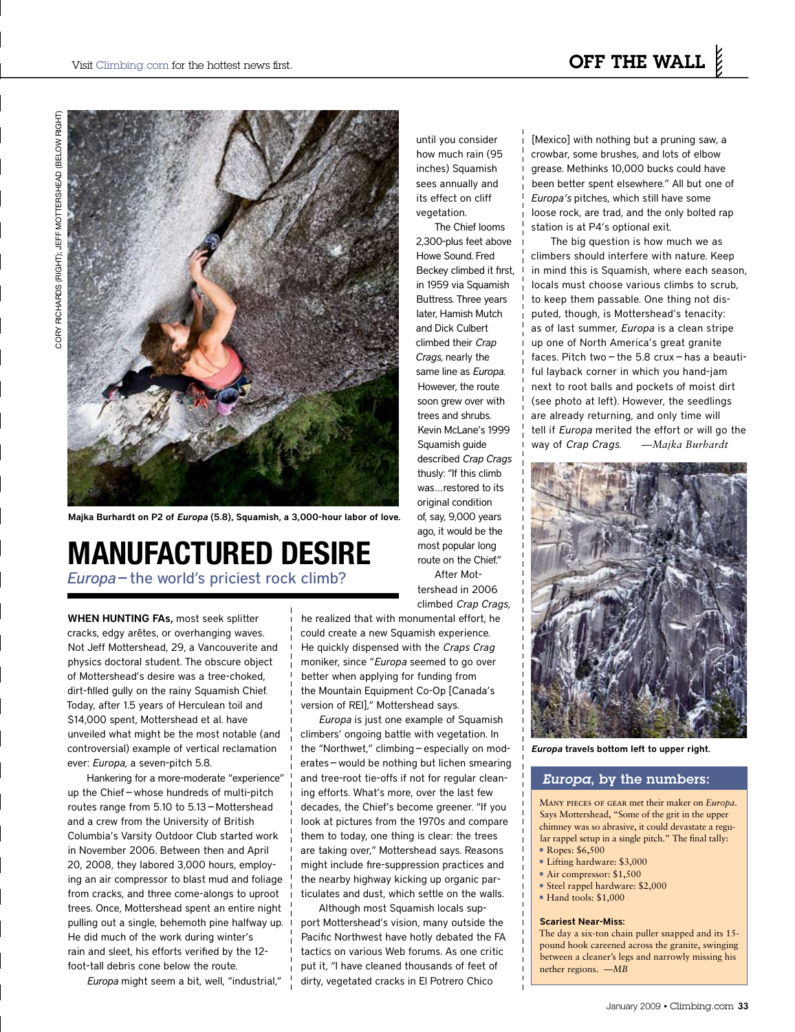CORY RICHARDS (RIGHT); JEFF MOTTERSHEAD (BELOW RIGHT)

Majka Burhardt on P2 of *Europa* (5.8), Squamish, a 3,000-hour labor of love.

# MANUFACTURED DESIRE

## *Europa*—the world's priciest rock climb?

**WHEN HUNTING FAs,** most seek splitter cracks, edgy arêtes, or overhanging waves. Not Jeff Mottershead, 29, a Vancouverite and physics doctoral student. The obscure object of Mottershead's desire was a tree-choked, dirt-filled gully on the rainy Squamish Chief. Today, after 1.5 years of Herculean toil and $14,000 spent, Mottershead et al. have unveiled what might be the most notable (and controversial) example of vertical reclamation ever: *Europa*, a seven-pitch 5.8.

Hankering for a more-moderate "experience" up the Chief—whose hundreds of multi-pitch routes range from 5.10 to 5.13—Mottershead and a crew from the University of British Columbia's Varsity Outdoor Club started work in November 2006. Between then and April 20, 2008, they labored 3,000 hours, employing an air compressor to blast mud and foliage from cracks, and three come-alongs to uproot trees. Once, Mottershead spent an entire night pulling out a single, behemoth pine halfway up. He did much of the work during winter's rain and sleet, his efforts verified by the 12-foot-tall debris cone below the route.

*Europa* might seem a bit, well, "industrial," until you consider how much rain (95 inches) Squamish sees annually and its effect on cliff vegetation.

The Chief looms 2,300-plus feet above Howe Sound. Fred Beckey climbed it first, in 1959 via Squamish Buttress. Three years later, Hamish Mutch and Dick Culbert climbed their *Crap Crags*, nearly the same line as *Europa*. However, the route soon grew over with trees and shrubs. Kevin McLane's 1999 Squamish guide described *Crap Crags* thusly: "If this climb was…restored to its original condition of, say, 9,000 years ago, it would be the most popular long route on the Chief."

After Mottershead in 2006 climbed *Crap Crags*, he realized that with monumental effort, he could create a new Squamish experience. He quickly dispensed with the *Craps Crag* moniker, since "*Europa* seemed to go over better when applying for funding from the Mountain Equipment Co-Op [Canada's version of REI]," Mottershead says.

*Europa* is just one example of Squamish climbers' ongoing battle with vegetation. In the "Northwet," climbing—especially on moderates—would be nothing but lichen smearing and tree-root tie-offs if not for regular cleaning efforts. What's more, over the last few decades, the Chief's become greener. "If you look at pictures from the 1970s and compare them to today, one thing is clear: the trees are taking over," Mottershead says. Reasons might include fire-suppression practices and the nearby highway kicking up organic particulates and dust, which settle on the walls.

Although most Squamish locals support Mottershead's vision, many outside the Pacific Northwest have hotly debated the FA tactics on various Web forums. As one critic put it, "I have cleaned thousands of feet of dirty, vegetated cracks in El Potrero Chico [Mexico] with nothing but a pruning saw, a crowbar, some brushes, and lots of elbow grease. Methinks 10,000 bucks could have been better spent elsewhere." All but one of *Europa's* pitches, which still have some loose rock, are trad, and the only bolted rap station is at P4's optional exit.

The big question is how much we as climbers should interfere with nature. Keep in mind this is Squamish, where each season, locals must choose various climbs to scrub, to keep them passable. One thing not disputed, though, is Mottershead's tenacity: as of last summer, *Europa* is a clean stripe up one of North America's great granite faces. Pitch two—the 5.8 crux—has a beautiful layback corner in which you hand-jam next to root balls and pockets of moist dirt (see photo at left). However, the seedlings are already returning, and only time will tell if *Europa* merited the effort or will go the way of *Crap Crags*. —*Majka Burhardt*

***Europa*** **travels bottom left to upper right.**

### *Europa*, by the numbers:

MANY PIECES OF GEAR met their maker on *Europa*. Says Mottershead, "Some of the grit in the upper chimney was so abrasive, it could devastate a regular rappel setup in a single pitch." The final tally:

- Ropes: $6,500
- Lifting hardware: $3,000
- Air compressor: $1,500
- Steel rappel hardware: $2,000
- Hand tools: $1,000

**Scariest Near-Miss:**
The day a six-ton chain puller snapped and its 15-pound hook careened across the granite, swinging between a cleaner's legs and narrowly missing his nether regions. —*MB*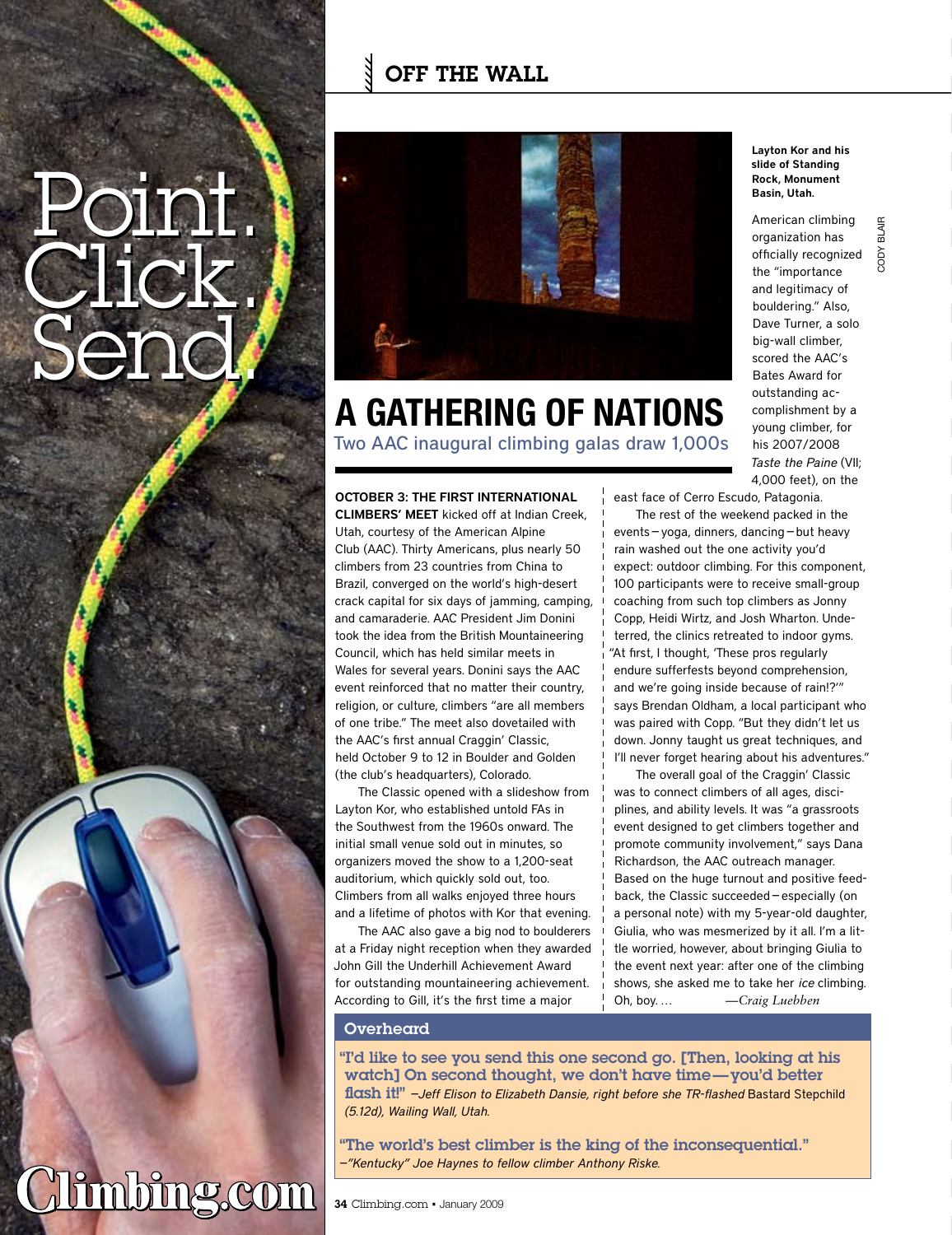# OFF THE WALL

Point. Click. Send.

Climbing.com

Layton Kor and his slide of Standing Rock, Monument Basin, Utah.

CODY BLAIR

## A GATHERING OF NATIONS

### Two AAC inaugural climbing galas draw 1,000s

**OCTOBER 3: THE FIRST INTERNATIONAL CLIMBERS' MEET** kicked off at Indian Creek, Utah, courtesy of the American Alpine Club (AAC). Thirty Americans, plus nearly 50 climbers from 23 countries from China to Brazil, converged on the world's high-desert crack capital for six days of jamming, camping, and camaraderie. AAC President Jim Donini took the idea from the British Mountaineering Council, which has held similar meets in Wales for several years. Donini says the AAC event reinforced that no matter their country, religion, or culture, climbers "are all members of one tribe." The meet also dovetailed with the AAC's first annual Craggin' Classic, held October 9 to 12 in Boulder and Golden (the club's headquarters), Colorado.

The Classic opened with a slideshow from Layton Kor, who established untold FAs in the Southwest from the 1960s onward. The initial small venue sold out in minutes, so organizers moved the show to a 1,200-seat auditorium, which quickly sold out, too. Climbers from all walks enjoyed three hours and a lifetime of photos with Kor that evening.

The AAC also gave a big nod to boulderers at a Friday night reception when they awarded John Gill the Underhill Achievement Award for outstanding mountaineering achievement. According to Gill, it's the first time a major American climbing organization has officially recognized the "importance and legitimacy of bouldering." Also, Dave Turner, a solo big-wall climber, scored the AAC's Bates Award for outstanding accomplishment by a young climber, for his 2007/2008 *Taste the Paine* (VII; 4,000 feet), on the east face of Cerro Escudo, Patagonia.

The rest of the weekend packed in the events—yoga, dinners, dancing—but heavy rain washed out the one activity you'd expect: outdoor climbing. For this component, 100 participants were to receive small-group coaching from such top climbers as Jonny Copp, Heidi Wirtz, and Josh Wharton. Undeterred, the clinics retreated to indoor gyms. "At first, I thought, 'These pros regularly endure sufferfests beyond comprehension, and we're going inside because of rain!?'" says Brendan Oldham, a local participant who was paired with Copp. "But they didn't let us down. Jonny taught us great techniques, and I'll never forget hearing about his adventures."

The overall goal of the Craggin' Classic was to connect climbers of all ages, disciplines, and ability levels. It was "a grassroots event designed to get climbers together and promote community involvement," says Dana Richardson, the AAC outreach manager. Based on the huge turnout and positive feedback, the Classic succeeded—especially (on a personal note) with my 5-year-old daughter, Giulia, who was mesmerized by it all. I'm a little worried, however, about bringing Giulia to the event next year: after one of the climbing shows, she asked me to take her *ice* climbing. Oh, boy. … —*Craig Luebben*

## Overheard

**"I'd like to see you send this one second go. [Then, looking at his watch] On second thought, we don't have time—you'd better flash it!"** *—Jeff Elison to Elizabeth Dansie, right before she TR-flashed* Bastard Stepchild *(5.12d), Wailing Wall, Utah.*

**"The world's best climber is the king of the inconsequential."** *—"Kentucky" Joe Haynes to fellow climber Anthony Riske.*